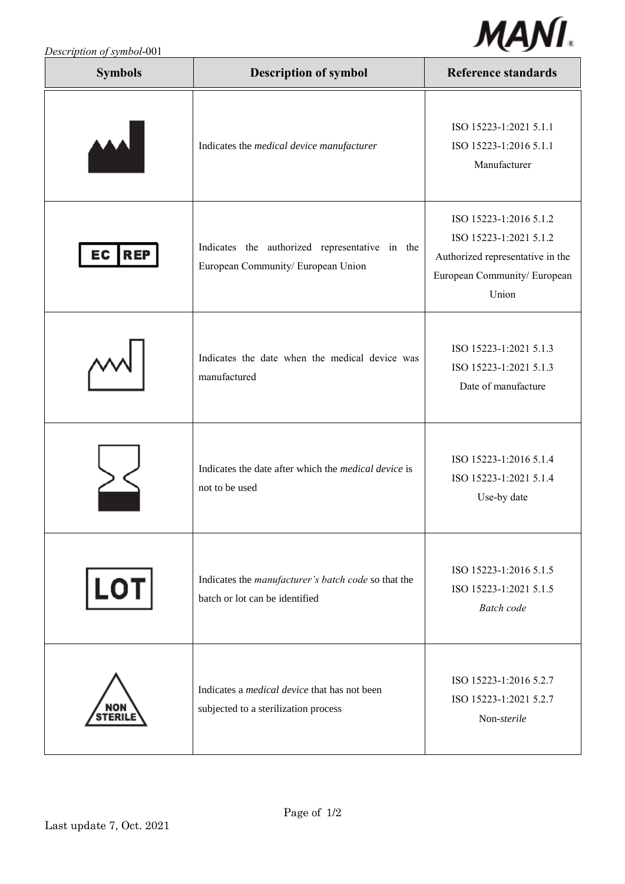*Description of symbol*-001

| Symbols | Description of symbol | Reference standards |
| --- | --- | --- |
| | Indicates the *medical device manufacturer* | ISO 15223-1:2021 5.1.1<br>ISO 15223-1:2016 5.1.1<br>Manufacturer |
| EC REP | Indicates the authorized representative in the European Community/ European Union | ISO 15223-1:2016 5.1.2<br>ISO 15223-1:2021 5.1.2<br>Authorized representative in the European Community/ European Union |
| | Indicates the date when the medical device was manufactured | ISO 15223-1:2021 5.1.3<br>ISO 15223-1:2021 5.1.3<br>Date of manufacture |
| | Indicates the date after which the *medical device* is not to be used | ISO 15223-1:2016 5.1.4<br>ISO 15223-1:2021 5.1.4<br>Use-by date |
| LOT | Indicates the *manufacturer's batch code* so that the batch or lot can be identified | ISO 15223-1:2016 5.1.5<br>ISO 15223-1:2021 5.1.5<br>*Batch code* |
| NON STERILE | Indicates a *medical device* that has not been subjected to a sterilization process | ISO 15223-1:2016 5.2.7<br>ISO 15223-1:2021 5.2.7<br>Non-*sterile* |

Last update 7, Oct. 2021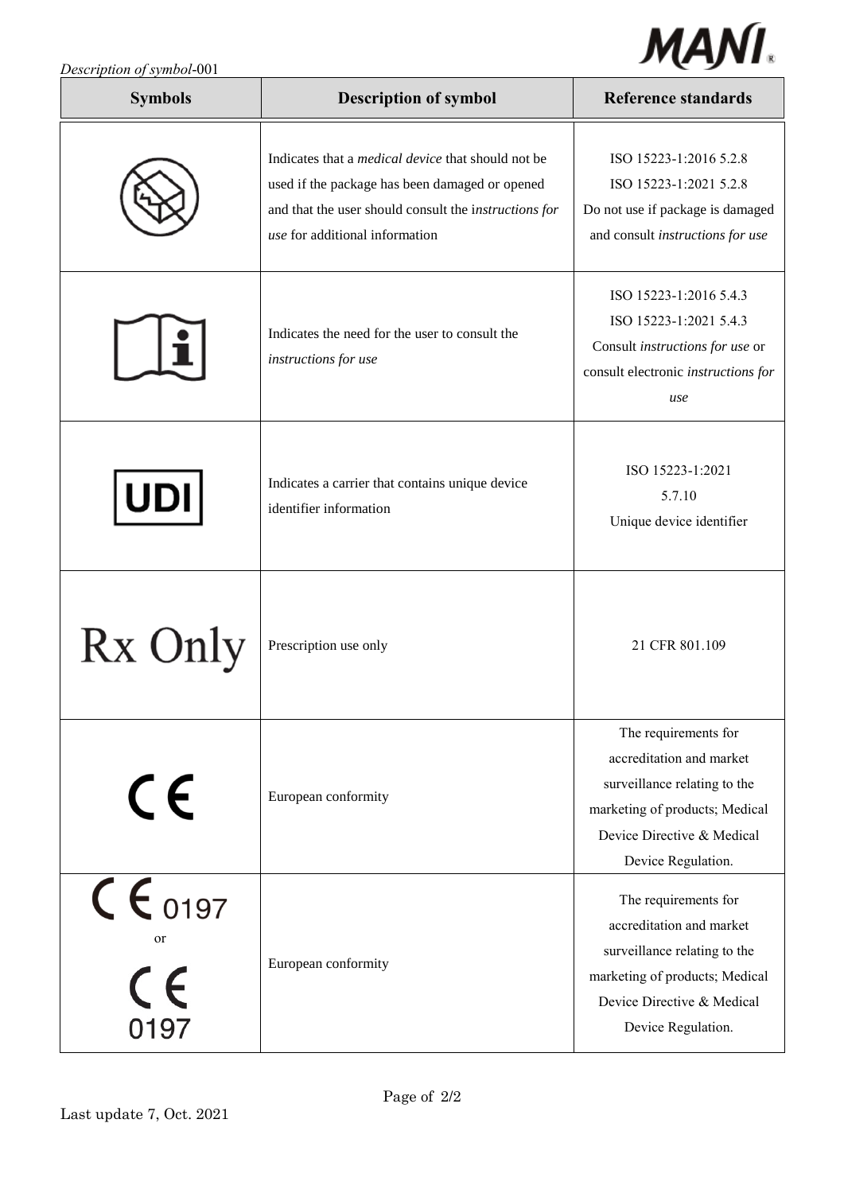*Description of symbol*-001

| Symbols | Description of symbol | Reference standards |
|---|---|---|
| | Indicates that a *medical device* that should not be used if the package has been damaged or opened and that the user should consult the i*nstructions for use* for additional information | ISO 15223-1:2016 5.2.8<br>ISO 15223-1:2021 5.2.8<br>Do not use if package is damaged and consult *instructions for use* |
| | Indicates the need for the user to consult the *instructions for use* | ISO 15223-1:2016 5.4.3<br>ISO 15223-1:2021 5.4.3<br>Consult *instructions for use* or consult electronic *instructions for use* |
| UDI | Indicates a carrier that contains unique device identifier information | ISO 15223-1:2021<br>5.7.10<br>Unique device identifier |
| Rx Only | Prescription use only | 21 CFR 801.109 |
| CE | European conformity | The requirements for accreditation and market surveillance relating to the marketing of products; Medical Device Directive & Medical Device Regulation. |
| CE 0197<br>or<br>CE<br>0197 | European conformity | The requirements for accreditation and market surveillance relating to the marketing of products; Medical Device Directive & Medical Device Regulation. |

Last update 7, Oct. 2021